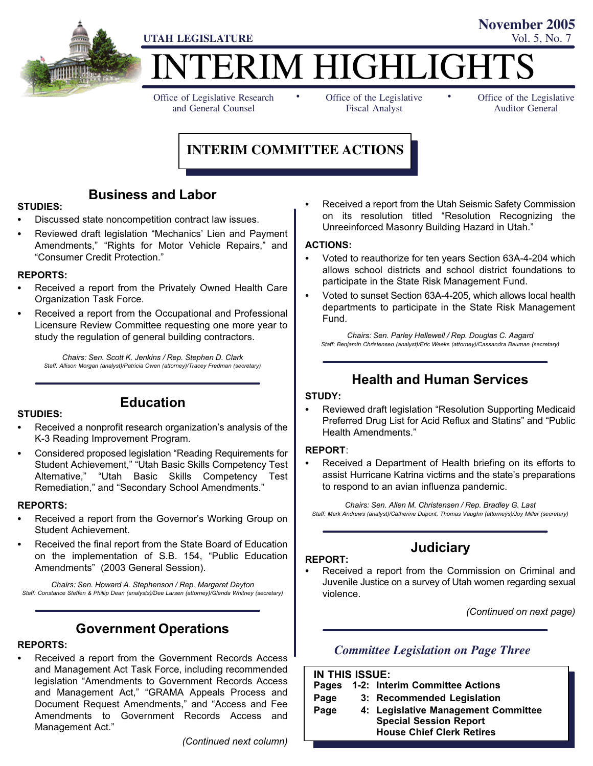UTAH LEGISLATURE

November 2005
Vol. 5, No. 7

# INTERIM HIGHLIGHTS

Office of Legislative Research and General Counsel • Office of the Legislative Fiscal Analyst • Office of the Legislative Auditor General

## INTERIM COMMITTEE ACTIONS

### Business and Labor

**STUDIES:**

- Discussed state noncompetition contract law issues.
- Reviewed draft legislation "Mechanics' Lien and Payment Amendments," "Rights for Motor Vehicle Repairs," and "Consumer Credit Protection."

**REPORTS:**

- Received a report from the Privately Owned Health Care Organization Task Force.
- Received a report from the Occupational and Professional Licensure Review Committee requesting one more year to study the regulation of general building contractors.

*Chairs: Sen. Scott K. Jenkins / Rep. Stephen D. Clark*
*Staff: Allison Morgan (analyst)/Patricia Owen (attorney)/Tracey Fredman (secretary)*

### Education

**STUDIES:**

- Received a nonprofit research organization's analysis of the K-3 Reading Improvement Program.
- Considered proposed legislation "Reading Requirements for Student Achievement," "Utah Basic Skills Competency Test Alternative," "Utah Basic Skills Competency Test Remediation," and "Secondary School Amendments."

**REPORTS:**

- Received a report from the Governor's Working Group on Student Achievement.
- Received the final report from the State Board of Education on the implementation of S.B. 154, "Public Education Amendments" (2003 General Session).

*Chairs: Sen. Howard A. Stephenson / Rep. Margaret Dayton*
*Staff: Constance Steffen & Phillip Dean (analysts)/Dee Larsen (attorney)/Glenda Whitney (secretary)*

### Government Operations

**REPORTS:**

- Received a report from the Government Records Access and Management Act Task Force, including recommended legislation "Amendments to Government Records Access and Management Act," "GRAMA Appeals Process and Document Request Amendments," and "Access and Fee Amendments to Government Records Access and Management Act."
- Received a report from the Utah Seismic Safety Commission on its resolution titled "Resolution Recognizing the Unreeinforced Masonry Building Hazard in Utah."

**ACTIONS:**

- Voted to reauthorize for ten years Section 63A-4-204 which allows school districts and school district foundations to participate in the State Risk Management Fund.
- Voted to sunset Section 63A-4-205, which allows local health departments to participate in the State Risk Management Fund.

*Chairs: Sen. Parley Hellewell / Rep. Douglas C. Aagard*
*Staff: Benjamin Christensen (analyst)/Eric Weeks (attorney)/Cassandra Bauman (secretary)*

### Health and Human Services

**STUDY:**

- Reviewed draft legislation "Resolution Supporting Medicaid Preferred Drug List for Acid Reflux and Statins" and "Public Health Amendments."

**REPORT:**

- Received a Department of Health briefing on its efforts to assist Hurricane Katrina victims and the state's preparations to respond to an avian influenza pandemic.

*Chairs: Sen. Allen M. Christensen / Rep. Bradley G. Last*
*Staff: Mark Andrews (analyst)/Catherine Dupont, Thomas Vaughn (attorneys)/Joy Miller (secretary)*

### Judiciary

**REPORT:**

- Received a report from the Commission on Criminal and Juvenile Justice on a survey of Utah women regarding sexual violence.

*(Continued on next page)*

*Committee Legislation on Page Three*

**IN THIS ISSUE:**

| | |
|---|---|
| **Pages 1-2:** | **Interim Committee Actions** |
| **Page 3:** | **Recommended Legislation** |
| **Page 4:** | **Legislative Management Committee** **Special Session Report** **House Chief Clerk Retires** |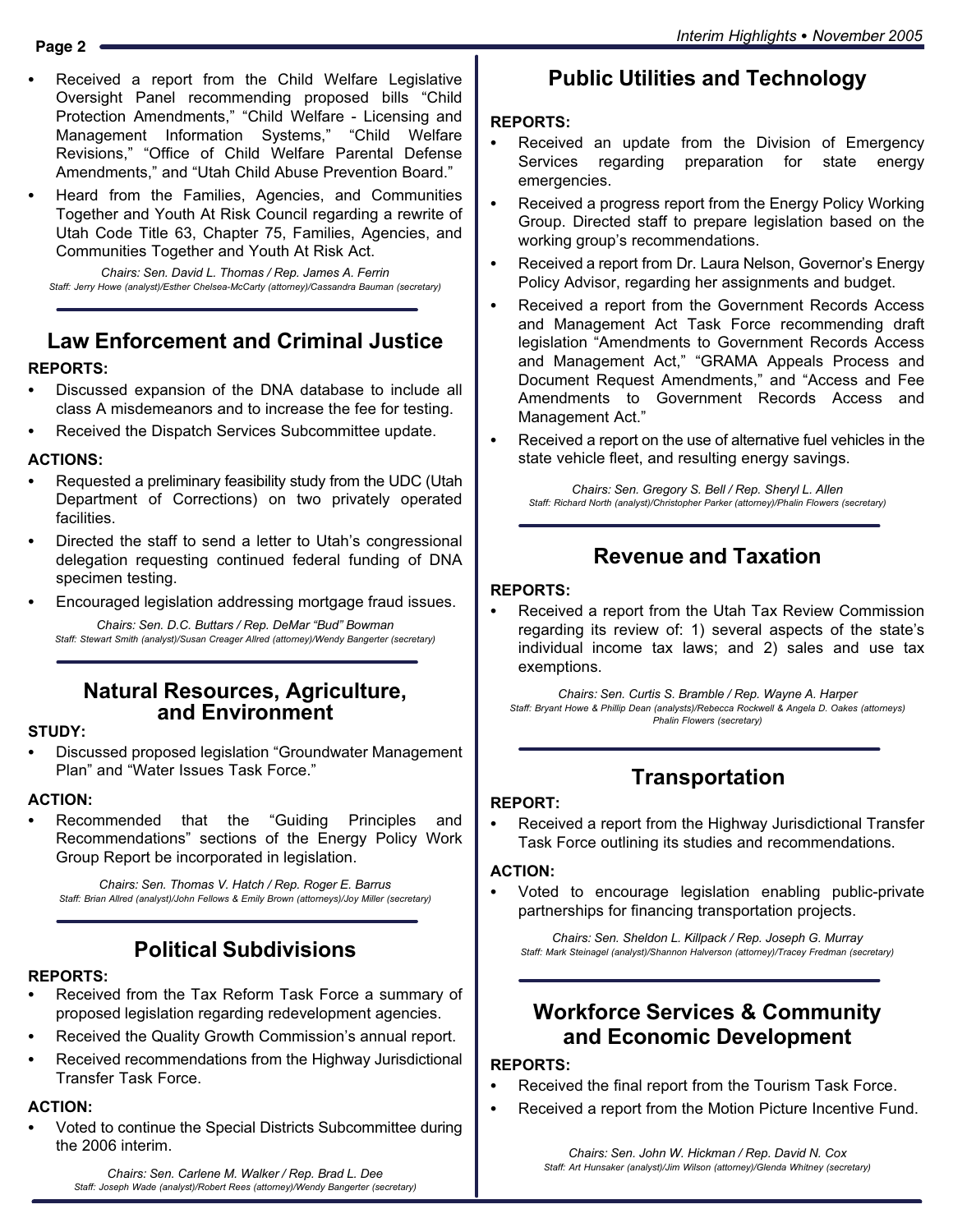- Received a report from the Child Welfare Legislative Oversight Panel recommending proposed bills "Child Protection Amendments," "Child Welfare - Licensing and Management Information Systems," "Child Welfare Revisions," "Office of Child Welfare Parental Defense Amendments," and "Utah Child Abuse Prevention Board."
- Heard from the Families, Agencies, and Communities Together and Youth At Risk Council regarding a rewrite of Utah Code Title 63, Chapter 75, Families, Agencies, and Communities Together and Youth At Risk Act.

*Chairs: Sen. David L. Thomas / Rep. James A. Ferrin*
*Staff: Jerry Howe (analyst)/Esther Chelsea-McCarty (attorney)/Cassandra Bauman (secretary)*

## Law Enforcement and Criminal Justice

**REPORTS:**

- Discussed expansion of the DNA database to include all class A misdemeanors and to increase the fee for testing.
- Received the Dispatch Services Subcommittee update.

**ACTIONS:**

- Requested a preliminary feasibility study from the UDC (Utah Department of Corrections) on two privately operated facilities.
- Directed the staff to send a letter to Utah's congressional delegation requesting continued federal funding of DNA specimen testing.
- Encouraged legislation addressing mortgage fraud issues.

*Chairs: Sen. D.C. Buttars / Rep. DeMar "Bud" Bowman*
*Staff: Stewart Smith (analyst)/Susan Creager Allred (attorney)/Wendy Bangerter (secretary)*

## Natural Resources, Agriculture, and Environment

**STUDY:**

- Discussed proposed legislation "Groundwater Management Plan" and "Water Issues Task Force."

**ACTION:**

- Recommended that the "Guiding Principles and Recommendations" sections of the Energy Policy Work Group Report be incorporated in legislation.

*Chairs: Sen. Thomas V. Hatch / Rep. Roger E. Barrus*
*Staff: Brian Allred (analyst)/John Fellows & Emily Brown (attorneys)/Joy Miller (secretary)*

## Political Subdivisions

**REPORTS:**

- Received from the Tax Reform Task Force a summary of proposed legislation regarding redevelopment agencies.
- Received the Quality Growth Commission's annual report.
- Received recommendations from the Highway Jurisdictional Transfer Task Force.

**ACTION:**

- Voted to continue the Special Districts Subcommittee during the 2006 interim.

*Chairs: Sen. Carlene M. Walker / Rep. Brad L. Dee*
*Staff: Joseph Wade (analyst)/Robert Rees (attorney)/Wendy Bangerter (secretary)*

## Public Utilities and Technology

**REPORTS:**

- Received an update from the Division of Emergency Services regarding preparation for state energy emergencies.
- Received a progress report from the Energy Policy Working Group. Directed staff to prepare legislation based on the working group's recommendations.
- Received a report from Dr. Laura Nelson, Governor's Energy Policy Advisor, regarding her assignments and budget.
- Received a report from the Government Records Access and Management Act Task Force recommending draft legislation "Amendments to Government Records Access and Management Act," "GRAMA Appeals Process and Document Request Amendments," and "Access and Fee Amendments to Government Records Access and Management Act."
- Received a report on the use of alternative fuel vehicles in the state vehicle fleet, and resulting energy savings.

*Chairs: Sen. Gregory S. Bell / Rep. Sheryl L. Allen*
*Staff: Richard North (analyst)/Christopher Parker (attorney)/Phalin Flowers (secretary)*

## Revenue and Taxation

**REPORTS:**

- Received a report from the Utah Tax Review Commission regarding its review of: 1) several aspects of the state's individual income tax laws; and 2) sales and use tax exemptions.

*Chairs: Sen. Curtis S. Bramble / Rep. Wayne A. Harper*
*Staff: Bryant Howe & Phillip Dean (analysts)/Rebecca Rockwell & Angela D. Oakes (attorneys) Phalin Flowers (secretary)*

## Transportation

**REPORT:**

- Received a report from the Highway Jurisdictional Transfer Task Force outlining its studies and recommendations.

**ACTION:**

- Voted to encourage legislation enabling public-private partnerships for financing transportation projects.

*Chairs: Sen. Sheldon L. Killpack / Rep. Joseph G. Murray*
*Staff: Mark Steinagel (analyst)/Shannon Halverson (attorney)/Tracey Fredman (secretary)*

## Workforce Services & Community and Economic Development

**REPORTS:**

- Received the final report from the Tourism Task Force.
- Received a report from the Motion Picture Incentive Fund.

*Chairs: Sen. John W. Hickman / Rep. David N. Cox*
*Staff: Art Hunsaker (analyst)/Jim Wilson (attorney)/Glenda Whitney (secretary)*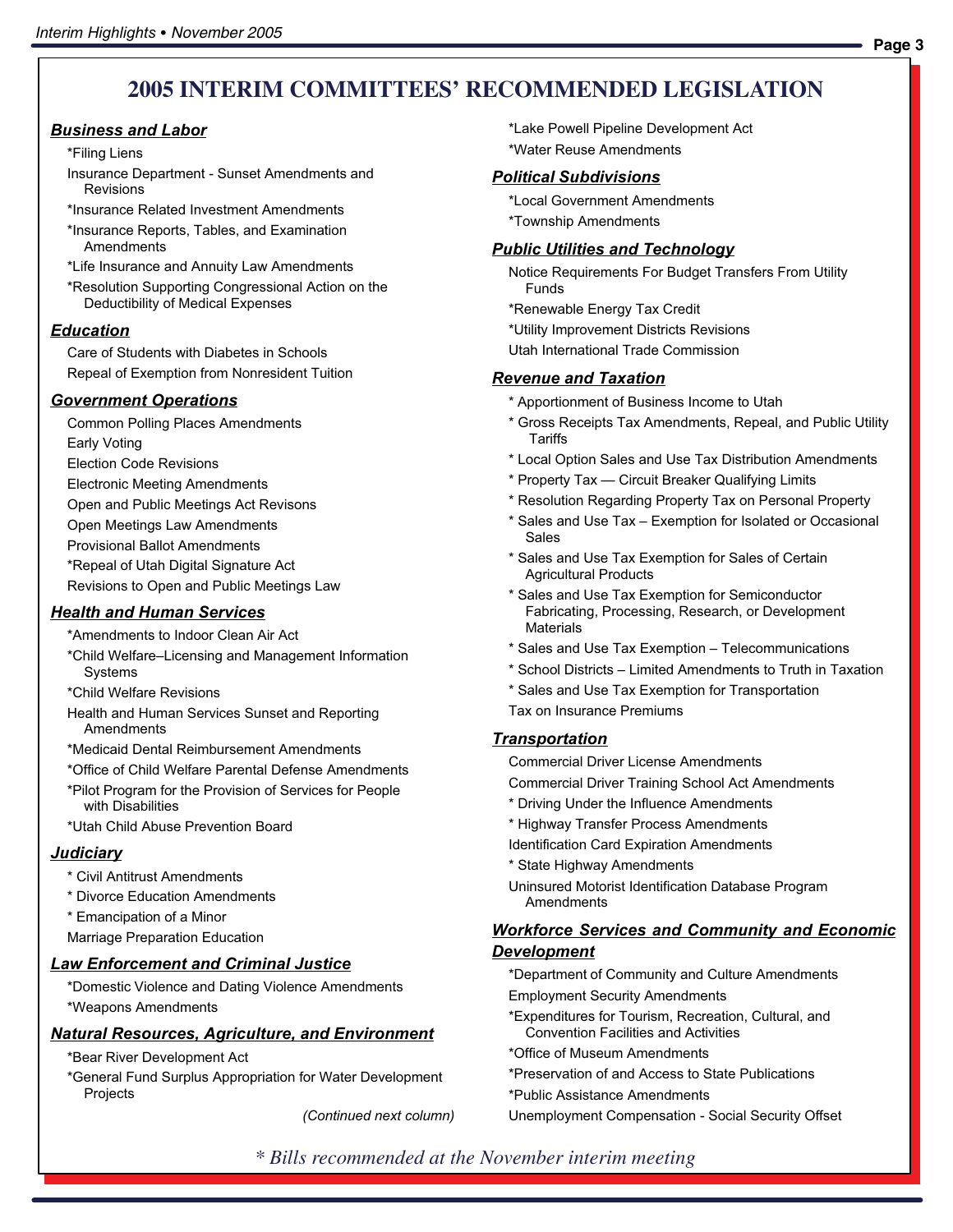# 2005 INTERIM COMMITTEES' RECOMMENDED LEGISLATION

### *Business and Labor*

- *Filing Liens
- Insurance Department - Sunset Amendments and Revisions
- *Insurance Related Investment Amendments
- *Insurance Reports, Tables, and Examination Amendments
- *Life Insurance and Annuity Law Amendments
- *Resolution Supporting Congressional Action on the Deductibility of Medical Expenses

### *Education*

- Care of Students with Diabetes in Schools
- Repeal of Exemption from Nonresident Tuition

### *Government Operations*

- Common Polling Places Amendments
- Early Voting
- Election Code Revisions
- Electronic Meeting Amendments
- Open and Public Meetings Act Revisons
- Open Meetings Law Amendments
- Provisional Ballot Amendments
- *Repeal of Utah Digital Signature Act
- Revisions to Open and Public Meetings Law

### *Health and Human Services*

- *Amendments to Indoor Clean Air Act
- *Child Welfare–Licensing and Management Information Systems
- *Child Welfare Revisions
- Health and Human Services Sunset and Reporting Amendments
- *Medicaid Dental Reimbursement Amendments
- *Office of Child Welfare Parental Defense Amendments
- *Pilot Program for the Provision of Services for People with Disabilities
- *Utah Child Abuse Prevention Board

### *Judiciary*

- * Civil Antitrust Amendments
- * Divorce Education Amendments
- * Emancipation of a Minor
- Marriage Preparation Education

### *Law Enforcement and Criminal Justice*

- *Domestic Violence and Dating Violence Amendments
- *Weapons Amendments

### *Natural Resources, Agriculture, and Environment*

- *Bear River Development Act
- *General Fund Surplus Appropriation for Water Development Projects

*(Continued next column)*

- *Lake Powell Pipeline Development Act
- *Water Reuse Amendments

### *Political Subdivisions*

- *Local Government Amendments
- *Township Amendments

### *Public Utilities and Technology*

- Notice Requirements For Budget Transfers From Utility Funds
- *Renewable Energy Tax Credit
- *Utility Improvement Districts Revisions
- Utah International Trade Commission

### *Revenue and Taxation*

- * Apportionment of Business Income to Utah
- * Gross Receipts Tax Amendments, Repeal, and Public Utility Tariffs
- * Local Option Sales and Use Tax Distribution Amendments
- * Property Tax — Circuit Breaker Qualifying Limits
- * Resolution Regarding Property Tax on Personal Property
- * Sales and Use Tax – Exemption for Isolated or Occasional Sales
- * Sales and Use Tax Exemption for Sales of Certain Agricultural Products
- * Sales and Use Tax Exemption for Semiconductor Fabricating, Processing, Research, or Development Materials
- * Sales and Use Tax Exemption – Telecommunications
- * School Districts – Limited Amendments to Truth in Taxation
- * Sales and Use Tax Exemption for Transportation
- Tax on Insurance Premiums

### *Transportation*

- Commercial Driver License Amendments
- Commercial Driver Training School Act Amendments
- * Driving Under the Influence Amendments
- * Highway Transfer Process Amendments
- Identification Card Expiration Amendments
- * State Highway Amendments
- Uninsured Motorist Identification Database Program Amendments

### *Workforce Services and Community and Economic Development*

- *Department of Community and Culture Amendments
- Employment Security Amendments
- *Expenditures for Tourism, Recreation, Cultural, and Convention Facilities and Activities
- *Office of Museum Amendments
- *Preservation of and Access to State Publications
- *Public Assistance Amendments
- Unemployment Compensation - Social Security Offset

*\* Bills recommended at the November interim meeting*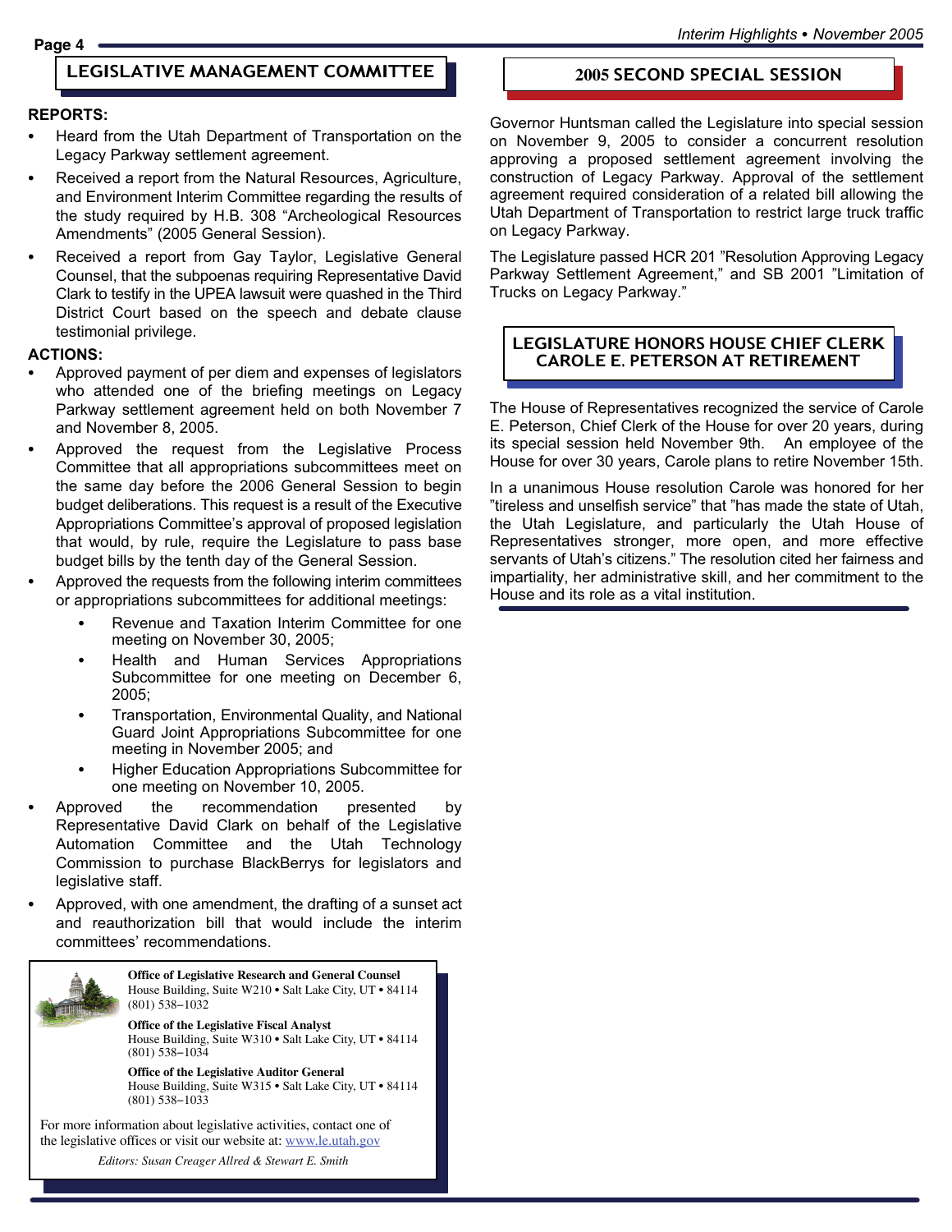## LEGISLATIVE MANAGEMENT COMMITTEE

**REPORTS:**

- Heard from the Utah Department of Transportation on the Legacy Parkway settlement agreement.
- Received a report from the Natural Resources, Agriculture, and Environment Interim Committee regarding the results of the study required by H.B. 308 "Archeological Resources Amendments" (2005 General Session).
- Received a report from Gay Taylor, Legislative General Counsel, that the subpoenas requiring Representative David Clark to testify in the UPEA lawsuit were quashed in the Third District Court based on the speech and debate clause testimonial privilege.

**ACTIONS:**

- Approved payment of per diem and expenses of legislators who attended one of the briefing meetings on Legacy Parkway settlement agreement held on both November 7 and November 8, 2005.
- Approved the request from the Legislative Process Committee that all appropriations subcommittees meet on the same day before the 2006 General Session to begin budget deliberations. This request is a result of the Executive Appropriations Committee's approval of proposed legislation that would, by rule, require the Legislature to pass base budget bills by the tenth day of the General Session.
- Approved the requests from the following interim committees or appropriations subcommittees for additional meetings:
  - Revenue and Taxation Interim Committee for one meeting on November 30, 2005;
  - Health and Human Services Appropriations Subcommittee for one meeting on December 6, 2005;
  - Transportation, Environmental Quality, and National Guard Joint Appropriations Subcommittee for one meeting in November 2005; and
  - Higher Education Appropriations Subcommittee for one meeting on November 10, 2005.
- Approved the recommendation presented by Representative David Clark on behalf of the Legislative Automation Committee and the Utah Technology Commission to purchase BlackBerrys for legislators and legislative staff.
- Approved, with one amendment, the drafting of a sunset act and reauthorization bill that would include the interim committees' recommendations.

**Office of Legislative Research and General Counsel**
House Building, Suite W210 • Salt Lake City, UT • 84114
(801) 538−1032

**Office of the Legislative Fiscal Analyst**
House Building, Suite W310 • Salt Lake City, UT • 84114
(801) 538−1034

**Office of the Legislative Auditor General**
House Building, Suite W315 • Salt Lake City, UT • 84114
(801) 538−1033

For more information about legislative activities, contact one of the legislative offices or visit our website at: www.le.utah.gov

*Editors: Susan Creager Allred & Stewart E. Smith*

## 2005 SECOND SPECIAL SESSION

Governor Huntsman called the Legislature into special session on November 9, 2005 to consider a concurrent resolution approving a proposed settlement agreement involving the construction of Legacy Parkway. Approval of the settlement agreement required consideration of a related bill allowing the Utah Department of Transportation to restrict large truck traffic on Legacy Parkway.

The Legislature passed HCR 201 "Resolution Approving Legacy Parkway Settlement Agreement," and SB 2001 "Limitation of Trucks on Legacy Parkway."

## LEGISLATURE HONORS HOUSE CHIEF CLERK CAROLE E. PETERSON AT RETIREMENT

The House of Representatives recognized the service of Carole E. Peterson, Chief Clerk of the House for over 20 years, during its special session held November 9th. An employee of the House for over 30 years, Carole plans to retire November 15th.

In a unanimous House resolution Carole was honored for her "tireless and unselfish service" that "has made the state of Utah, the Utah Legislature, and particularly the Utah House of Representatives stronger, more open, and more effective servants of Utah's citizens." The resolution cited her fairness and impartiality, her administrative skill, and her commitment to the House and its role as a vital institution.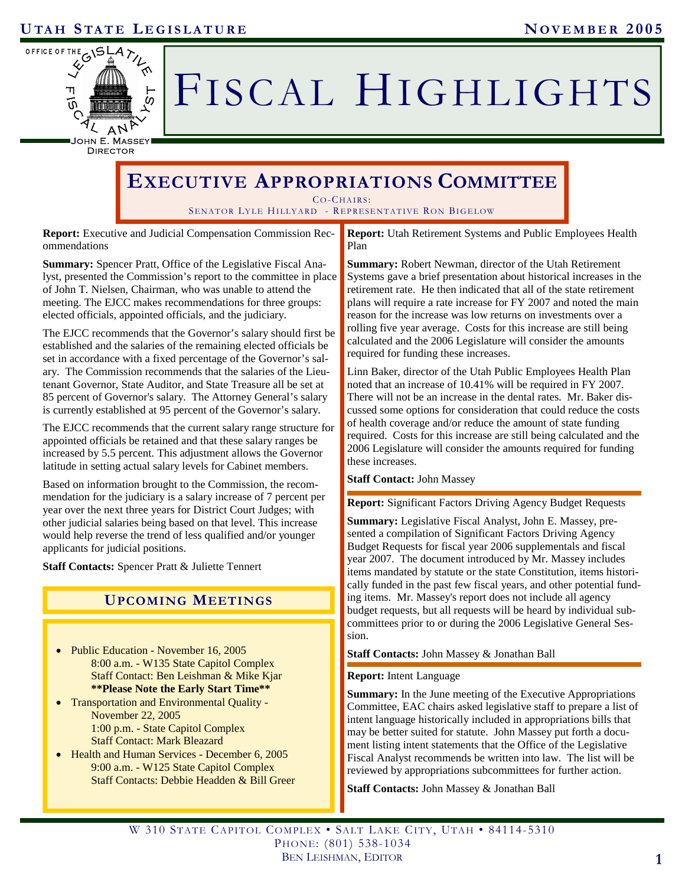# Executive Appropriations Committee

Co-Chairs:
Senator Lyle Hillyard - Representative Ron Bigelow

**Report:** Executive and Judicial Compensation Commission Recommendations

**Summary:** Spencer Pratt, Office of the Legislative Fiscal Analyst, presented the Commission's report to the committee in place of John T. Nielsen, Chairman, who was unable to attend the meeting. The EJCC makes recommendations for three groups: elected officials, appointed officials, and the judiciary.

The EJCC recommends that the Governor's salary should first be established and the salaries of the remaining elected officials be set in accordance with a fixed percentage of the Governor's salary. The Commission recommends that the salaries of the Lieutenant Governor, State Auditor, and State Treasure all be set at 85 percent of Governor's salary. The Attorney General's salary is currently established at 95 percent of the Governor's salary.

The EJCC recommends that the current salary range structure for appointed officials be retained and that these salary ranges be increased by 5.5 percent. This adjustment allows the Governor latitude in setting actual salary levels for Cabinet members.

Based on information brought to the Commission, the recommendation for the judiciary is a salary increase of 7 percent per year over the next three years for District Court Judges; with other judicial salaries being based on that level. This increase would help reverse the trend of less qualified and/or younger applicants for judicial positions.

**Staff Contacts:** Spencer Pratt & Juliette Tennert

## Upcoming Meetings

- Public Education - November 16, 2005
  8:00 a.m. - W135 State Capitol Complex
  Staff Contact: Ben Leishman & Mike Kjar
  **\*\*Please Note the Early Start Time\*\***
- Transportation and Environmental Quality - November 22, 2005
  1:00 p.m. - State Capitol Complex
  Staff Contact: Mark Bleazard
- Health and Human Services - December 6, 2005
  9:00 a.m. - W125 State Capitol Complex
  Staff Contacts: Debbie Headden & Bill Greer

**Report:** Utah Retirement Systems and Public Employees Health Plan

**Summary:** Robert Newman, director of the Utah Retirement Systems gave a brief presentation about historical increases in the retirement rate. He then indicated that all of the state retirement plans will require a rate increase for FY 2007 and noted the main reason for the increase was low returns on investments over a rolling five year average. Costs for this increase are still being calculated and the 2006 Legislature will consider the amounts required for funding these increases.

Linn Baker, director of the Utah Public Employees Health Plan noted that an increase of 10.41% will be required in FY 2007. There will not be an increase in the dental rates. Mr. Baker discussed some options for consideration that could reduce the costs of health coverage and/or reduce the amount of state funding required. Costs for this increase are still being calculated and the 2006 Legislature will consider the amounts required for funding these increases.

**Staff Contact:** John Massey

**Report:** Significant Factors Driving Agency Budget Requests

**Summary:** Legislative Fiscal Analyst, John E. Massey, presented a compilation of Significant Factors Driving Agency Budget Requests for fiscal year 2006 supplementals and fiscal year 2007. The document introduced by Mr. Massey includes items mandated by statute or the state Constitution, items historically funded in the past few fiscal years, and other potential funding items. Mr. Massey's report does not include all agency budget requests, but all requests will be heard by individual subcommittees prior to or during the 2006 Legislative General Session.

**Staff Contacts:** John Massey & Jonathan Ball

**Report:** Intent Language

**Summary:** In the June meeting of the Executive Appropriations Committee, EAC chairs asked legislative staff to prepare a list of intent language historically included in appropriations bills that may be better suited for statute. John Massey put forth a document listing intent statements that the Office of the Legislative Fiscal Analyst recommends be written into law. The list will be reviewed by appropriations subcommittees for further action.

**Staff Contacts:** John Massey & Jonathan Ball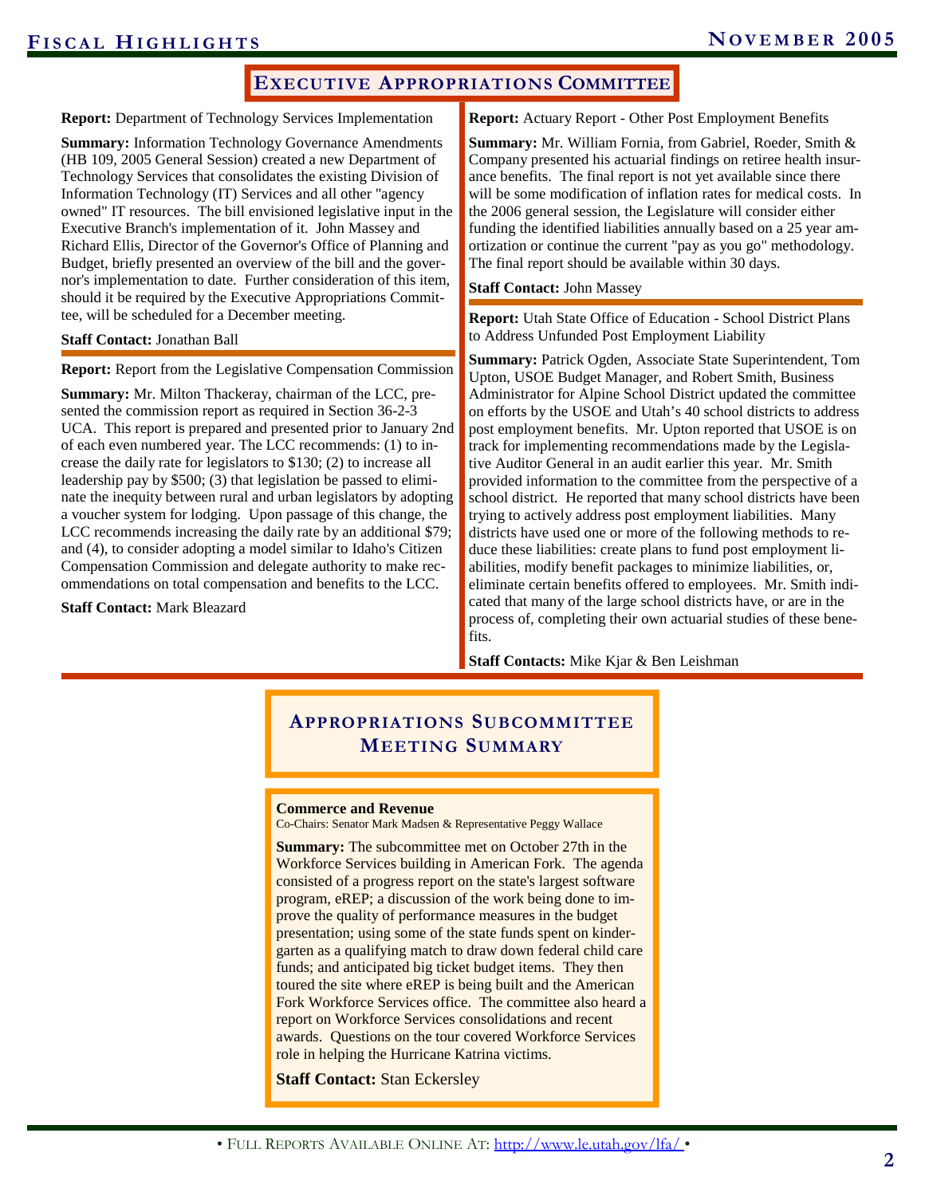## Executive Appropriations Committee

**Report:** Department of Technology Services Implementation

**Summary:** Information Technology Governance Amendments (HB 109, 2005 General Session) created a new Department of Technology Services that consolidates the existing Division of Information Technology (IT) Services and all other "agency owned" IT resources. The bill envisioned legislative input in the Executive Branch's implementation of it. John Massey and Richard Ellis, Director of the Governor's Office of Planning and Budget, briefly presented an overview of the bill and the governor's implementation to date. Further consideration of this item, should it be required by the Executive Appropriations Committee, will be scheduled for a December meeting.

**Staff Contact:** Jonathan Ball

**Report:** Report from the Legislative Compensation Commission

**Summary:** Mr. Milton Thackeray, chairman of the LCC, presented the commission report as required in Section 36-2-3 UCA. This report is prepared and presented prior to January 2nd of each even numbered year. The LCC recommends: (1) to increase the daily rate for legislators to $130; (2) to increase all leadership pay by $500; (3) that legislation be passed to eliminate the inequity between rural and urban legislators by adopting a voucher system for lodging. Upon passage of this change, the LCC recommends increasing the daily rate by an additional $79; and (4), to consider adopting a model similar to Idaho's Citizen Compensation Commission and delegate authority to make recommendations on total compensation and benefits to the LCC.

**Staff Contact:** Mark Bleazard

**Report:** Actuary Report - Other Post Employment Benefits

**Summary:** Mr. William Fornia, from Gabriel, Roeder, Smith & Company presented his actuarial findings on retiree health insurance benefits. The final report is not yet available since there will be some modification of inflation rates for medical costs. In the 2006 general session, the Legislature will consider either funding the identified liabilities annually based on a 25 year amortization or continue the current "pay as you go" methodology. The final report should be available within 30 days.

**Staff Contact:** John Massey

**Report:** Utah State Office of Education - School District Plans to Address Unfunded Post Employment Liability

**Summary:** Patrick Ogden, Associate State Superintendent, Tom Upton, USOE Budget Manager, and Robert Smith, Business Administrator for Alpine School District updated the committee on efforts by the USOE and Utah's 40 school districts to address post employment benefits. Mr. Upton reported that USOE is on track for implementing recommendations made by the Legislative Auditor General in an audit earlier this year. Mr. Smith provided information to the committee from the perspective of a school district. He reported that many school districts have been trying to actively address post employment liabilities. Many districts have used one or more of the following methods to reduce these liabilities: create plans to fund post employment liabilities, modify benefit packages to minimize liabilities, or, eliminate certain benefits offered to employees. Mr. Smith indicated that many of the large school districts have, or are in the process of, completing their own actuarial studies of these benefits.

**Staff Contacts:** Mike Kjar & Ben Leishman

## Appropriations Subcommittee Meeting Summary

**Commerce and Revenue**
Co-Chairs: Senator Mark Madsen & Representative Peggy Wallace

**Summary:** The subcommittee met on October 27th in the Workforce Services building in American Fork. The agenda consisted of a progress report on the state's largest software program, eREP; a discussion of the work being done to improve the quality of performance measures in the budget presentation; using some of the state funds spent on kindergarten as a qualifying match to draw down federal child care funds; and anticipated big ticket budget items. They then toured the site where eREP is being built and the American Fork Workforce Services office. The committee also heard a report on Workforce Services consolidations and recent awards. Questions on the tour covered Workforce Services role in helping the Hurricane Katrina victims.

**Staff Contact:** Stan Eckersley

• Full Reports Available Online At: http://www.le.utah.gov/lfa/ •